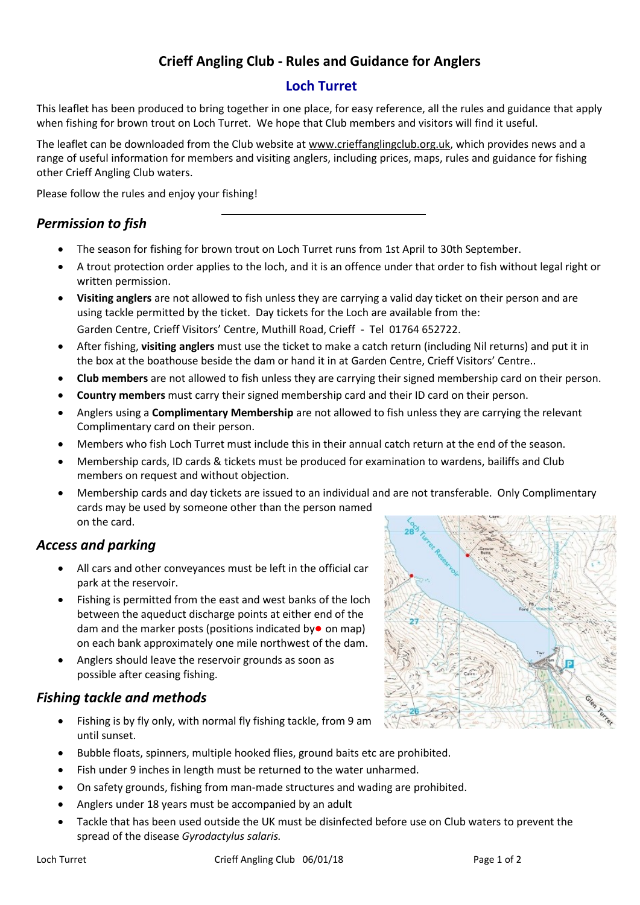# Crieff Angling Club - Rules and Guidance for Anglers

## Loch Turret

This leaflet has been produced to bring together in one place, for easy reference, all the rules and guidance that apply when fishing for brown trout on Loch Turret. We hope that Club members and visitors will find it useful.

The leaflet can be downloaded from the Club website at www.crieffanglingclub.org.uk, which provides news and a range of useful information for members and visiting anglers, including prices, maps, rules and guidance for fishing other Crieff Angling Club waters.

Please follow the rules and enjoy your fishing!

---

### *Permission to fish*

- The season for fishing for brown trout on Loch Turret runs from 1st April to 30th September.
- A trout protection order applies to the loch, and it is an offence under that order to fish without legal right or written permission.
- **Visiting anglers** are not allowed to fish unless they are carrying a valid day ticket on their person and are using tackle permitted by the ticket. Day tickets for the Loch are available from the:
  Garden Centre, Crieff Visitors' Centre, Muthill Road, Crieff - Tel 01764 652722.
- After fishing, **visiting anglers** must use the ticket to make a catch return (including Nil returns) and put it in the box at the boathouse beside the dam or hand it in at Garden Centre, Crieff Visitors' Centre..
- **Club members** are not allowed to fish unless they are carrying their signed membership card on their person.
- **Country members** must carry their signed membership card and their ID card on their person.
- Anglers using a **Complimentary Membership** are not allowed to fish unless they are carrying the relevant Complimentary card on their person.
- Members who fish Loch Turret must include this in their annual catch return at the end of the season.
- Membership cards, ID cards & tickets must be produced for examination to wardens, bailiffs and Club members on request and without objection.
- Membership cards and day tickets are issued to an individual and are not transferable. Only Complimentary cards may be used by someone other than the person named on the card.

### *Access and parking*

- All cars and other conveyances must be left in the official car park at the reservoir.
- Fishing is permitted from the east and west banks of the loch between the aqueduct discharge points at either end of the dam and the marker posts (positions indicated by● on map) on each bank approximately one mile northwest of the dam.
- Anglers should leave the reservoir grounds as soon as possible after ceasing fishing.

### *Fishing tackle and methods*

- Fishing is by fly only, with normal fly fishing tackle, from 9 am until sunset.
- Bubble floats, spinners, multiple hooked flies, ground baits etc are prohibited.
- Fish under 9 inches in length must be returned to the water unharmed.
- On safety grounds, fishing from man-made structures and wading are prohibited.
- Anglers under 18 years must be accompanied by an adult
- Tackle that has been used outside the UK must be disinfected before use on Club waters to prevent the spread of the disease *Gyrodactylus salaris.*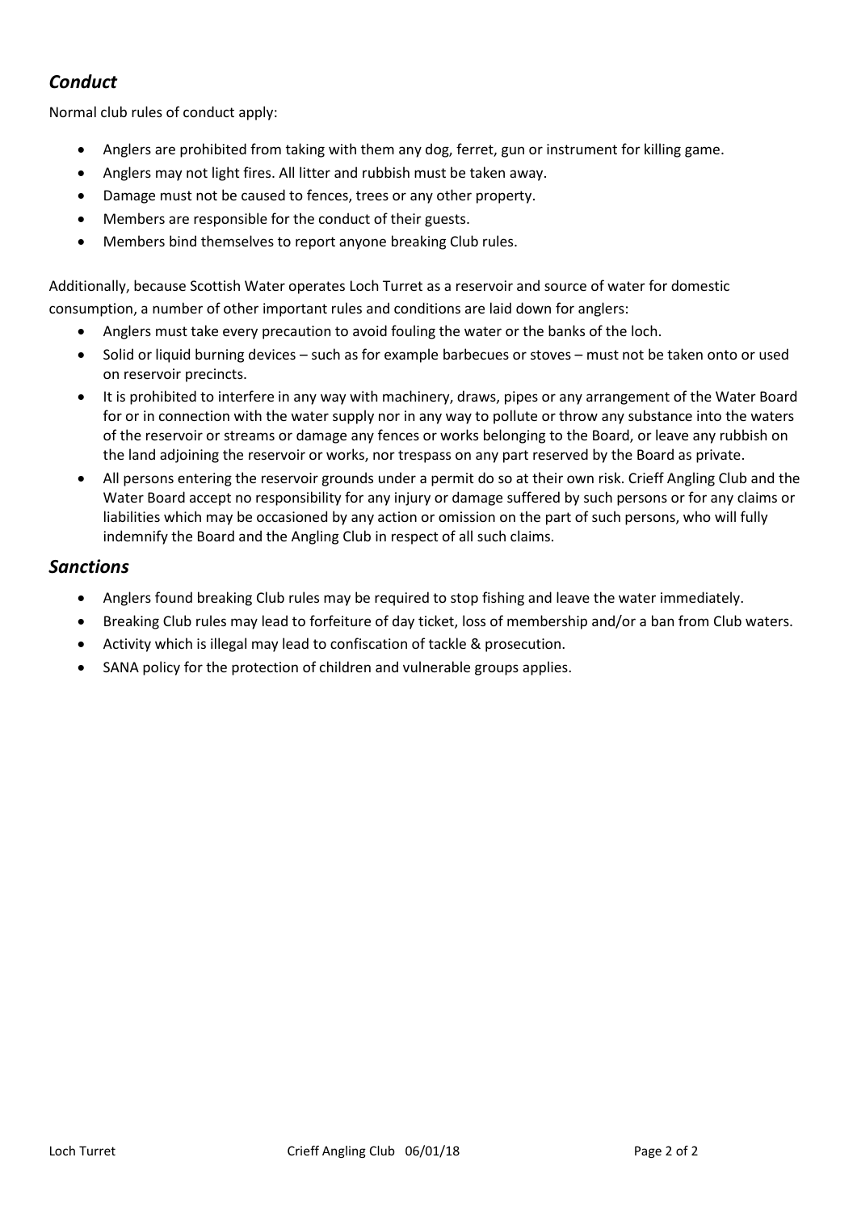## *Conduct*

Normal club rules of conduct apply:

- Anglers are prohibited from taking with them any dog, ferret, gun or instrument for killing game.
- Anglers may not light fires. All litter and rubbish must be taken away.
- Damage must not be caused to fences, trees or any other property.
- Members are responsible for the conduct of their guests.
- Members bind themselves to report anyone breaking Club rules.

Additionally, because Scottish Water operates Loch Turret as a reservoir and source of water for domestic consumption, a number of other important rules and conditions are laid down for anglers:

- Anglers must take every precaution to avoid fouling the water or the banks of the loch.
- Solid or liquid burning devices – such as for example barbecues or stoves – must not be taken onto or used on reservoir precincts.
- It is prohibited to interfere in any way with machinery, draws, pipes or any arrangement of the Water Board for or in connection with the water supply nor in any way to pollute or throw any substance into the waters of the reservoir or streams or damage any fences or works belonging to the Board, or leave any rubbish on the land adjoining the reservoir or works, nor trespass on any part reserved by the Board as private.
- All persons entering the reservoir grounds under a permit do so at their own risk. Crieff Angling Club and the Water Board accept no responsibility for any injury or damage suffered by such persons or for any claims or liabilities which may be occasioned by any action or omission on the part of such persons, who will fully indemnify the Board and the Angling Club in respect of all such claims.

## *Sanctions*

- Anglers found breaking Club rules may be required to stop fishing and leave the water immediately.
- Breaking Club rules may lead to forfeiture of day ticket, loss of membership and/or a ban from Club waters.
- Activity which is illegal may lead to confiscation of tackle & prosecution.
- SANA policy for the protection of children and vulnerable groups applies.